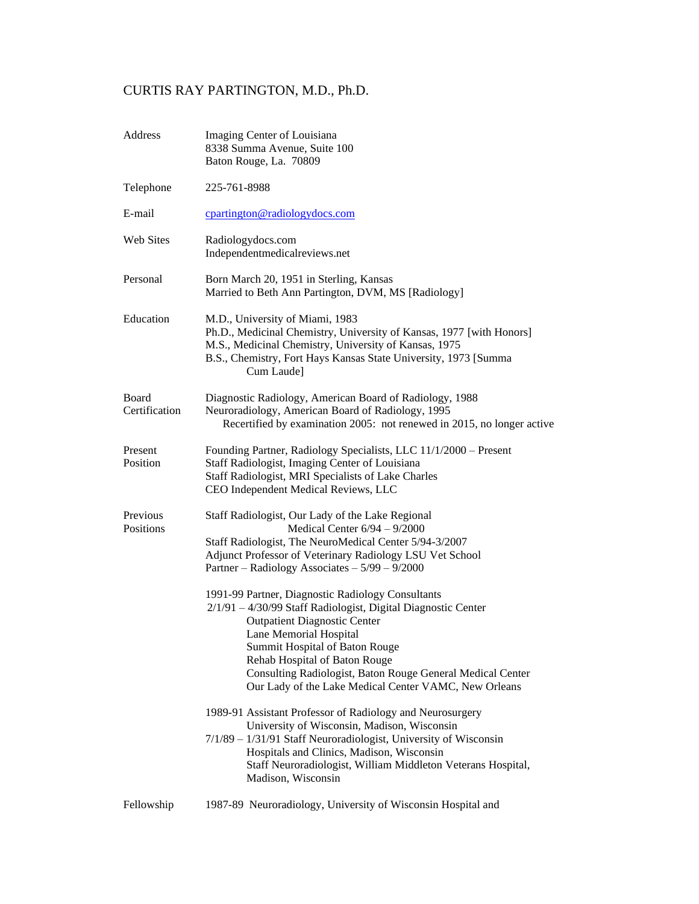# CURTIS RAY PARTINGTON, M.D., Ph.D.

| | |
|---|---|
| Address | Imaging Center of Louisiana<br>8338 Summa Avenue, Suite 100<br>Baton Rouge, La. 70809 |
| Telephone | 225-761-8988 |
| E-mail | cpartington@radiologydocs.com |
| Web Sites | Radiologydocs.com<br>Independentmedicalreviews.net |
| Personal | Born March 20, 1951 in Sterling, Kansas<br>Married to Beth Ann Partington, DVM, MS [Radiology] |
| Education | M.D., University of Miami, 1983<br>Ph.D., Medicinal Chemistry, University of Kansas, 1977 [with Honors]<br>M.S., Medicinal Chemistry, University of Kansas, 1975<br>B.S., Chemistry, Fort Hays Kansas State University, 1973 [Summa Cum Laude] |
| Board Certification | Diagnostic Radiology, American Board of Radiology, 1988<br>Neuroradiology, American Board of Radiology, 1995<br>Recertified by examination 2005: not renewed in 2015, no longer active |
| Present Position | Founding Partner, Radiology Specialists, LLC 11/1/2000 – Present<br>Staff Radiologist, Imaging Center of Louisiana<br>Staff Radiologist, MRI Specialists of Lake Charles<br>CEO Independent Medical Reviews, LLC |
| Previous Positions | Staff Radiologist, Our Lady of the Lake Regional Medical Center 6/94 – 9/2000<br>Staff Radiologist, The NeuroMedical Center 5/94-3/2007<br>Adjunct Professor of Veterinary Radiology LSU Vet School<br>Partner – Radiology Associates – 5/99 – 9/2000<br><br>1991-99 Partner, Diagnostic Radiology Consultants<br>2/1/91 – 4/30/99 Staff Radiologist, Digital Diagnostic Center<br>Outpatient Diagnostic Center<br>Lane Memorial Hospital<br>Summit Hospital of Baton Rouge<br>Rehab Hospital of Baton Rouge<br>Consulting Radiologist, Baton Rouge General Medical Center<br>Our Lady of the Lake Medical Center VAMC, New Orleans<br><br>1989-91 Assistant Professor of Radiology and Neurosurgery<br>University of Wisconsin, Madison, Wisconsin<br>7/1/89 – 1/31/91 Staff Neuroradiologist, University of Wisconsin Hospitals and Clinics, Madison, Wisconsin<br>Staff Neuroradiologist, William Middleton Veterans Hospital, Madison, Wisconsin |
| Fellowship | 1987-89 Neuroradiology, University of Wisconsin Hospital and |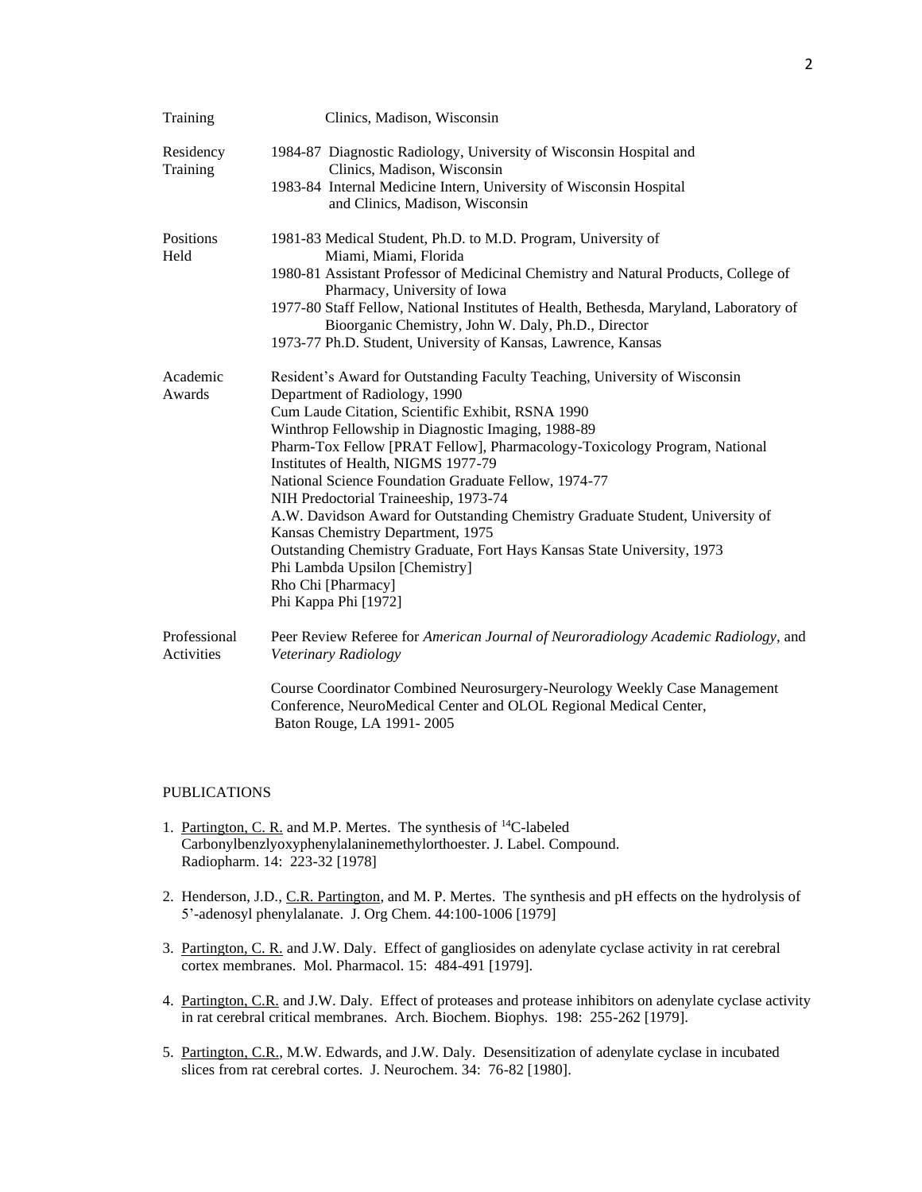| | |
|---|---|
| Training | Clinics, Madison, Wisconsin |
| Residency Training | 1984-87 Diagnostic Radiology, University of Wisconsin Hospital and Clinics, Madison, Wisconsin<br>1983-84 Internal Medicine Intern, University of Wisconsin Hospital and Clinics, Madison, Wisconsin |
| Positions Held | 1981-83 Medical Student, Ph.D. to M.D. Program, University of Miami, Miami, Florida<br>1980-81 Assistant Professor of Medicinal Chemistry and Natural Products, College of Pharmacy, University of Iowa<br>1977-80 Staff Fellow, National Institutes of Health, Bethesda, Maryland, Laboratory of Bioorganic Chemistry, John W. Daly, Ph.D., Director<br>1973-77 Ph.D. Student, University of Kansas, Lawrence, Kansas |
| Academic Awards | Resident's Award for Outstanding Faculty Teaching, University of Wisconsin Department of Radiology, 1990<br>Cum Laude Citation, Scientific Exhibit, RSNA 1990<br>Winthrop Fellowship in Diagnostic Imaging, 1988-89<br>Pharm-Tox Fellow [PRAT Fellow], Pharmacology-Toxicology Program, National Institutes of Health, NIGMS 1977-79<br>National Science Foundation Graduate Fellow, 1974-77<br>NIH Predoctorial Traineeship, 1973-74<br>A.W. Davidson Award for Outstanding Chemistry Graduate Student, University of Kansas Chemistry Department, 1975<br>Outstanding Chemistry Graduate, Fort Hays Kansas State University, 1973<br>Phi Lambda Upsilon [Chemistry]<br>Rho Chi [Pharmacy]<br>Phi Kappa Phi [1972] |
| Professional Activities | Peer Review Referee for *American Journal of Neuroradiology Academic Radiology*, and *Veterinary Radiology*<br><br>Course Coordinator Combined Neurosurgery-Neurology Weekly Case Management Conference, NeuroMedical Center and OLOL Regional Medical Center, Baton Rouge, LA 1991- 2005 |

## PUBLICATIONS

1. Partington, C. R. and M.P. Mertes. The synthesis of $^{14}$C-labeled Carbonylbenzlyoxyphenylalaninemethylorthoester. J. Label. Compound. Radiopharm. 14: 223-32 [1978]

2. Henderson, J.D., C.R. Partington, and M. P. Mertes. The synthesis and pH effects on the hydrolysis of 5'-adenosyl phenylalanate. J. Org Chem. 44:100-1006 [1979]

3. Partington, C. R. and J.W. Daly. Effect of gangliosides on adenylate cyclase activity in rat cerebral cortex membranes. Mol. Pharmacol. 15: 484-491 [1979].

4. Partington, C.R. and J.W. Daly. Effect of proteases and protease inhibitors on adenylate cyclase activity in rat cerebral critical membranes. Arch. Biochem. Biophys. 198: 255-262 [1979].

5. Partington, C.R., M.W. Edwards, and J.W. Daly. Desensitization of adenylate cyclase in incubated slices from rat cerebral cortes. J. Neurochem. 34: 76-82 [1980].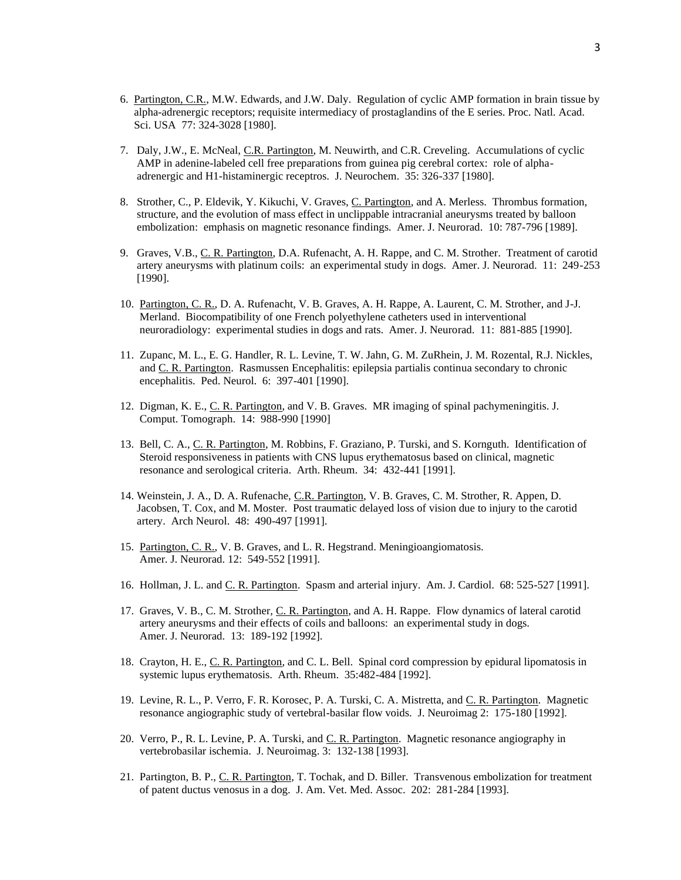6. Partington, C.R., M.W. Edwards, and J.W. Daly. Regulation of cyclic AMP formation in brain tissue by alpha-adrenergic receptors; requisite intermediacy of prostaglandins of the E series. Proc. Natl. Acad. Sci. USA 77: 324-3028 [1980].

7. Daly, J.W., E. McNeal, C.R. Partington, M. Neuwirth, and C.R. Creveling. Accumulations of cyclic AMP in adenine-labeled cell free preparations from guinea pig cerebral cortex: role of alpha-adrenergic and H1-histaminergic receptros. J. Neurochem. 35: 326-337 [1980].

8. Strother, C., P. Eldevik, Y. Kikuchi, V. Graves, C. Partington, and A. Merless. Thrombus formation, structure, and the evolution of mass effect in unclippable intracranial aneurysms treated by balloon embolization: emphasis on magnetic resonance findings. Amer. J. Neurorad. 10: 787-796 [1989].

9. Graves, V.B., C. R. Partington, D.A. Rufenacht, A. H. Rappe, and C. M. Strother. Treatment of carotid artery aneurysms with platinum coils: an experimental study in dogs. Amer. J. Neurorad. 11: 249-253 [1990].

10. Partington, C. R., D. A. Rufenacht, V. B. Graves, A. H. Rappe, A. Laurent, C. M. Strother, and J-J. Merland. Biocompatibility of one French polyethylene catheters used in interventional neuroradiology: experimental studies in dogs and rats. Amer. J. Neurorad. 11: 881-885 [1990].

11. Zupanc, M. L., E. G. Handler, R. L. Levine, T. W. Jahn, G. M. ZuRhein, J. M. Rozental, R.J. Nickles, and C. R. Partington. Rasmussen Encephalitis: epilepsia partialis continua secondary to chronic encephalitis. Ped. Neurol. 6: 397-401 [1990].

12. Digman, K. E., C. R. Partington, and V. B. Graves. MR imaging of spinal pachymeningitis. J. Comput. Tomograph. 14: 988-990 [1990]

13. Bell, C. A., C. R. Partington, M. Robbins, F. Graziano, P. Turski, and S. Kornguth. Identification of Steroid responsiveness in patients with CNS lupus erythematosus based on clinical, magnetic resonance and serological criteria. Arth. Rheum. 34: 432-441 [1991].

14. Weinstein, J. A., D. A. Rufenache, C.R. Partington, V. B. Graves, C. M. Strother, R. Appen, D. Jacobsen, T. Cox, and M. Moster. Post traumatic delayed loss of vision due to injury to the carotid artery. Arch Neurol. 48: 490-497 [1991].

15. Partington, C. R., V. B. Graves, and L. R. Hegstrand. Meningioangiomatosis. Amer. J. Neurorad. 12: 549-552 [1991].

16. Hollman, J. L. and C. R. Partington. Spasm and arterial injury. Am. J. Cardiol. 68: 525-527 [1991].

17. Graves, V. B., C. M. Strother, C. R. Partington, and A. H. Rappe. Flow dynamics of lateral carotid artery aneurysms and their effects of coils and balloons: an experimental study in dogs. Amer. J. Neurorad. 13: 189-192 [1992].

18. Crayton, H. E., C. R. Partington, and C. L. Bell. Spinal cord compression by epidural lipomatosis in systemic lupus erythematosis. Arth. Rheum. 35:482-484 [1992].

19. Levine, R. L., P. Verro, F. R. Korosec, P. A. Turski, C. A. Mistretta, and C. R. Partington. Magnetic resonance angiographic study of vertebral-basilar flow voids. J. Neuroimag 2: 175-180 [1992].

20. Verro, P., R. L. Levine, P. A. Turski, and C. R. Partington. Magnetic resonance angiography in vertebrobasilar ischemia. J. Neuroimag. 3: 132-138 [1993].

21. Partington, B. P., C. R. Partington, T. Tochak, and D. Biller. Transvenous embolization for treatment of patent ductus venosus in a dog. J. Am. Vet. Med. Assoc. 202: 281-284 [1993].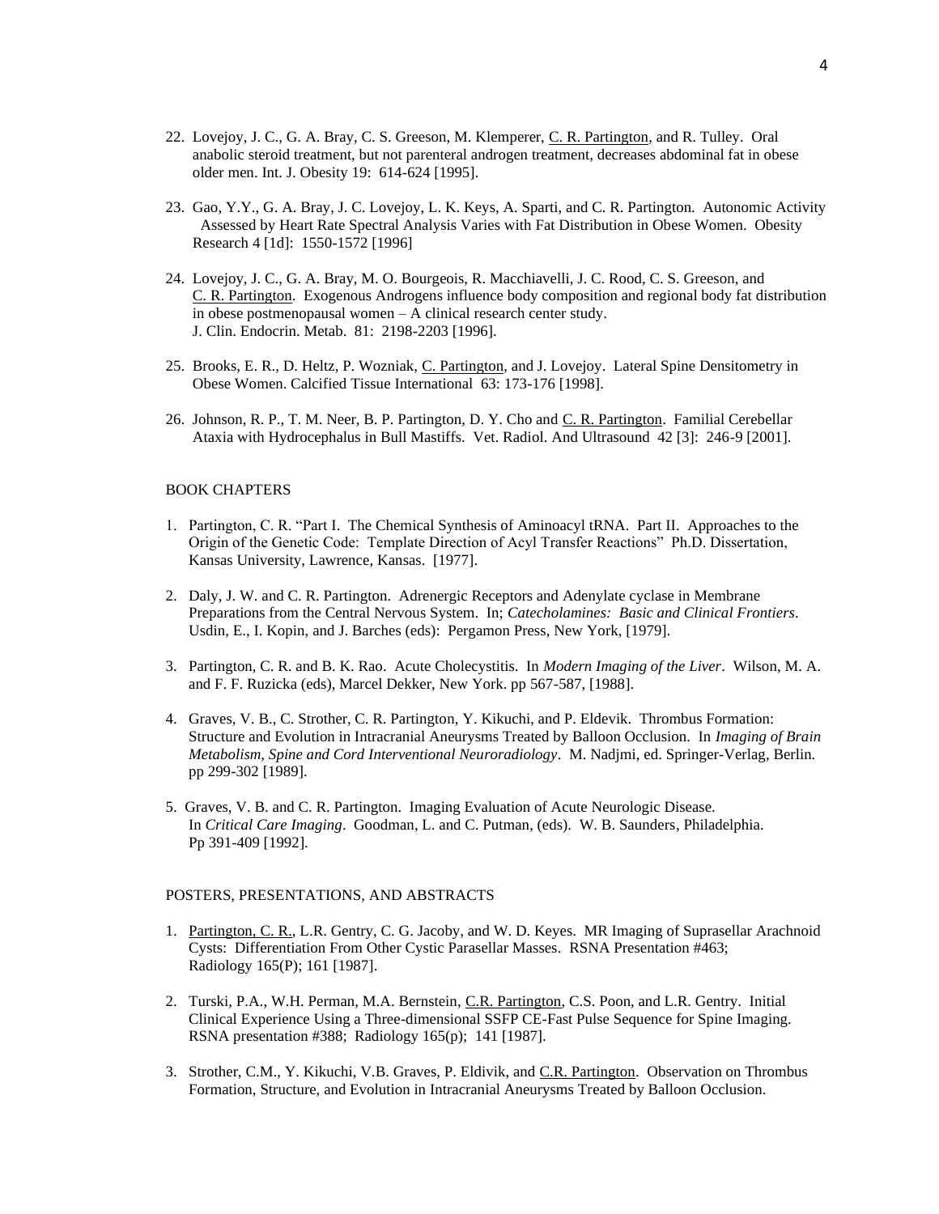22. Lovejoy, J. C., G. A. Bray, C. S. Greeson, M. Klemperer, C. R. Partington, and R. Tulley. Oral anabolic steroid treatment, but not parenteral androgen treatment, decreases abdominal fat in obese older men. Int. J. Obesity 19: 614-624 [1995].

23. Gao, Y.Y., G. A. Bray, J. C. Lovejoy, L. K. Keys, A. Sparti, and C. R. Partington. Autonomic Activity Assessed by Heart Rate Spectral Analysis Varies with Fat Distribution in Obese Women. Obesity Research 4 [1d]: 1550-1572 [1996]

24. Lovejoy, J. C., G. A. Bray, M. O. Bourgeois, R. Macchiavelli, J. C. Rood, C. S. Greeson, and C. R. Partington. Exogenous Androgens influence body composition and regional body fat distribution in obese postmenopausal women – A clinical research center study. J. Clin. Endocrin. Metab. 81: 2198-2203 [1996].

25. Brooks, E. R., D. Heltz, P. Wozniak, C. Partington, and J. Lovejoy. Lateral Spine Densitometry in Obese Women. Calcified Tissue International 63: 173-176 [1998].

26. Johnson, R. P., T. M. Neer, B. P. Partington, D. Y. Cho and C. R. Partington. Familial Cerebellar Ataxia with Hydrocephalus in Bull Mastiffs. Vet. Radiol. And Ultrasound 42 [3]: 246-9 [2001].

BOOK CHAPTERS

1. Partington, C. R. "Part I. The Chemical Synthesis of Aminoacyl tRNA. Part II. Approaches to the Origin of the Genetic Code: Template Direction of Acyl Transfer Reactions" Ph.D. Dissertation, Kansas University, Lawrence, Kansas. [1977].

2. Daly, J. W. and C. R. Partington. Adrenergic Receptors and Adenylate cyclase in Membrane Preparations from the Central Nervous System. In; *Catecholamines: Basic and Clinical Frontiers*. Usdin, E., I. Kopin, and J. Barches (eds): Pergamon Press, New York, [1979].

3. Partington, C. R. and B. K. Rao. Acute Cholecystitis. In *Modern Imaging of the Liver*. Wilson, M. A. and F. F. Ruzicka (eds), Marcel Dekker, New York. pp 567-587, [1988].

4. Graves, V. B., C. Strother, C. R. Partington, Y. Kikuchi, and P. Eldevik. Thrombus Formation: Structure and Evolution in Intracranial Aneurysms Treated by Balloon Occlusion. In *Imaging of Brain Metabolism, Spine and Cord Interventional Neuroradiology*. M. Nadjmi, ed. Springer-Verlag, Berlin. pp 299-302 [1989].

5. Graves, V. B. and C. R. Partington. Imaging Evaluation of Acute Neurologic Disease. In *Critical Care Imaging*. Goodman, L. and C. Putman, (eds). W. B. Saunders, Philadelphia. Pp 391-409 [1992].

POSTERS, PRESENTATIONS, AND ABSTRACTS

1. Partington, C. R., L.R. Gentry, C. G. Jacoby, and W. D. Keyes. MR Imaging of Suprasellar Arachnoid Cysts: Differentiation From Other Cystic Parasellar Masses. RSNA Presentation #463; Radiology 165(P); 161 [1987].

2. Turski, P.A., W.H. Perman, M.A. Bernstein, C.R. Partington, C.S. Poon, and L.R. Gentry. Initial Clinical Experience Using a Three-dimensional SSFP CE-Fast Pulse Sequence for Spine Imaging. RSNA presentation #388; Radiology 165(p); 141 [1987].

3. Strother, C.M., Y. Kikuchi, V.B. Graves, P. Eldivik, and C.R. Partington. Observation on Thrombus Formation, Structure, and Evolution in Intracranial Aneurysms Treated by Balloon Occlusion.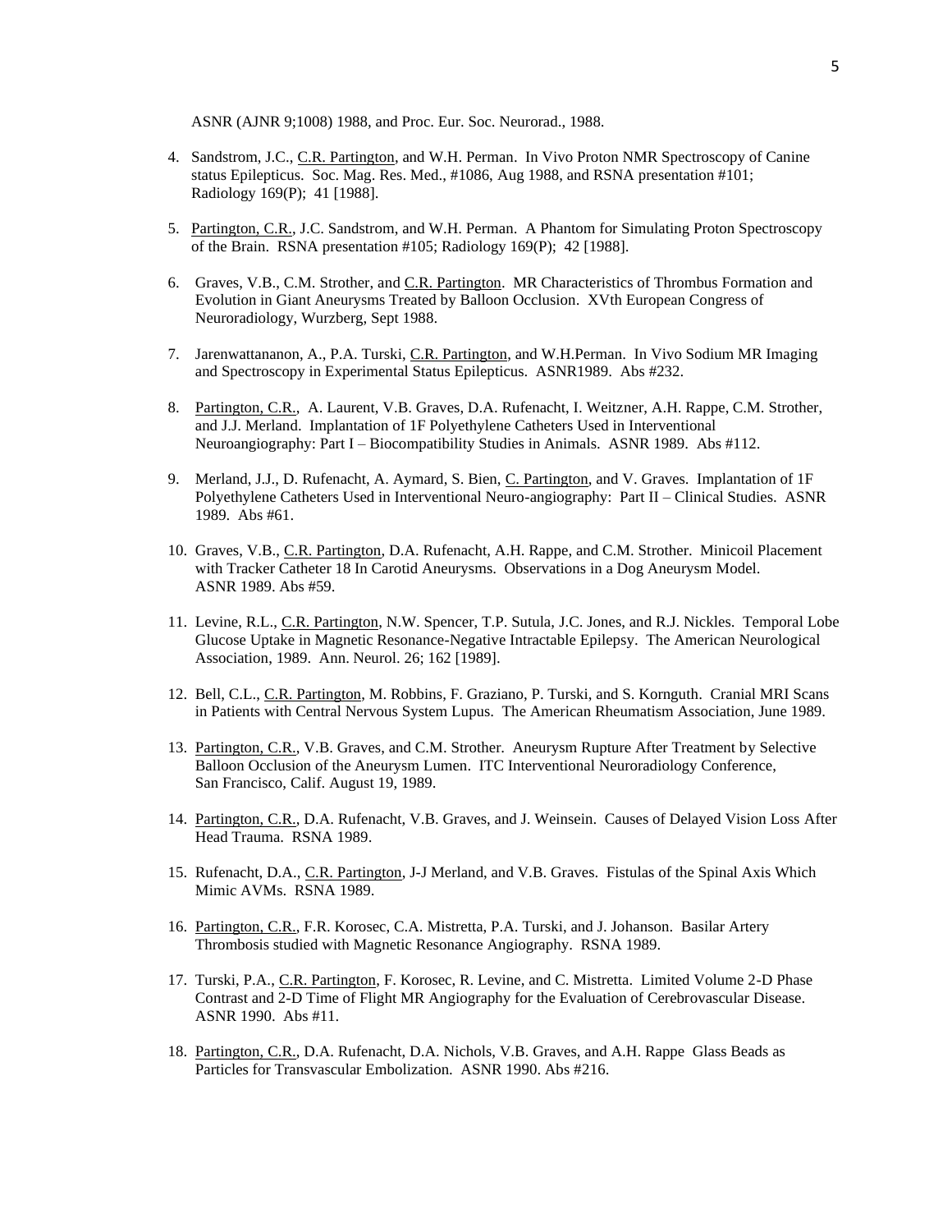ASNR (AJNR 9;1008) 1988, and Proc. Eur. Soc. Neurorad., 1988.

4. Sandstrom, J.C., C.R. Partington, and W.H. Perman. In Vivo Proton NMR Spectroscopy of Canine status Epilepticus. Soc. Mag. Res. Med., #1086, Aug 1988, and RSNA presentation #101; Radiology 169(P); 41 [1988].

5. Partington, C.R., J.C. Sandstrom, and W.H. Perman. A Phantom for Simulating Proton Spectroscopy of the Brain. RSNA presentation #105; Radiology 169(P); 42 [1988].

6. Graves, V.B., C.M. Strother, and C.R. Partington. MR Characteristics of Thrombus Formation and Evolution in Giant Aneurysms Treated by Balloon Occlusion. XVth European Congress of Neuroradiology, Wurzberg, Sept 1988.

7. Jarenwattananon, A., P.A. Turski, C.R. Partington, and W.H.Perman. In Vivo Sodium MR Imaging and Spectroscopy in Experimental Status Epilepticus. ASNR1989. Abs #232.

8. Partington, C.R., A. Laurent, V.B. Graves, D.A. Rufenacht, I. Weitzner, A.H. Rappe, C.M. Strother, and J.J. Merland. Implantation of 1F Polyethylene Catheters Used in Interventional Neuroangiography: Part I – Biocompatibility Studies in Animals. ASNR 1989. Abs #112.

9. Merland, J.J., D. Rufenacht, A. Aymard, S. Bien, C. Partington, and V. Graves. Implantation of 1F Polyethylene Catheters Used in Interventional Neuro-angiography: Part II – Clinical Studies. ASNR 1989. Abs #61.

10. Graves, V.B., C.R. Partington, D.A. Rufenacht, A.H. Rappe, and C.M. Strother. Minicoil Placement with Tracker Catheter 18 In Carotid Aneurysms. Observations in a Dog Aneurysm Model. ASNR 1989. Abs #59.

11. Levine, R.L., C.R. Partington, N.W. Spencer, T.P. Sutula, J.C. Jones, and R.J. Nickles. Temporal Lobe Glucose Uptake in Magnetic Resonance-Negative Intractable Epilepsy. The American Neurological Association, 1989. Ann. Neurol. 26; 162 [1989].

12. Bell, C.L., C.R. Partington, M. Robbins, F. Graziano, P. Turski, and S. Kornguth. Cranial MRI Scans in Patients with Central Nervous System Lupus. The American Rheumatism Association, June 1989.

13. Partington, C.R., V.B. Graves, and C.M. Strother. Aneurysm Rupture After Treatment by Selective Balloon Occlusion of the Aneurysm Lumen. ITC Interventional Neuroradiology Conference, San Francisco, Calif. August 19, 1989.

14. Partington, C.R., D.A. Rufenacht, V.B. Graves, and J. Weinsein. Causes of Delayed Vision Loss After Head Trauma. RSNA 1989.

15. Rufenacht, D.A., C.R. Partington, J-J Merland, and V.B. Graves. Fistulas of the Spinal Axis Which Mimic AVMs. RSNA 1989.

16. Partington, C.R., F.R. Korosec, C.A. Mistretta, P.A. Turski, and J. Johanson. Basilar Artery Thrombosis studied with Magnetic Resonance Angiography. RSNA 1989.

17. Turski, P.A., C.R. Partington, F. Korosec, R. Levine, and C. Mistretta. Limited Volume 2-D Phase Contrast and 2-D Time of Flight MR Angiography for the Evaluation of Cerebrovascular Disease. ASNR 1990. Abs #11.

18. Partington, C.R., D.A. Rufenacht, D.A. Nichols, V.B. Graves, and A.H. Rappe Glass Beads as Particles for Transvascular Embolization. ASNR 1990. Abs #216.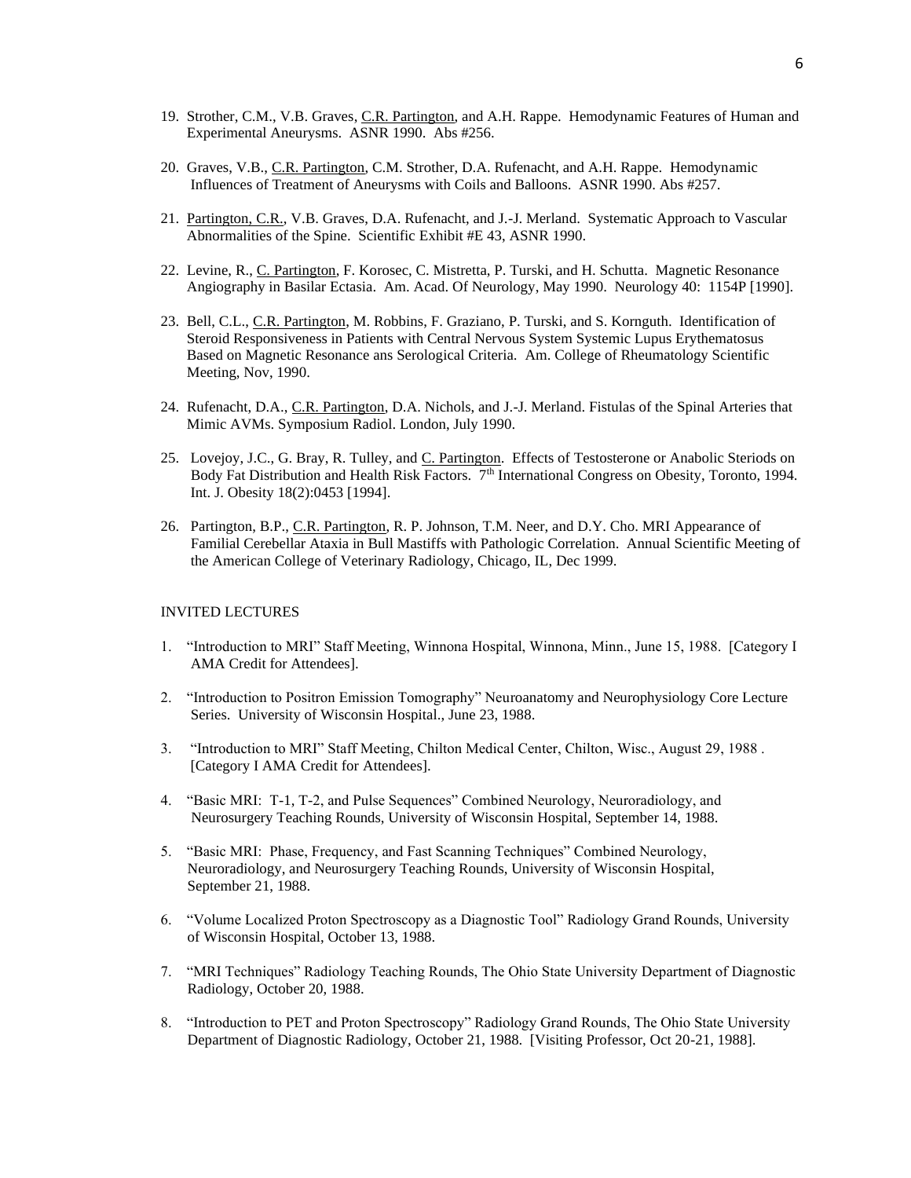19. Strother, C.M., V.B. Graves, <u>C.R. Partington</u>, and A.H. Rappe. Hemodynamic Features of Human and Experimental Aneurysms. ASNR 1990. Abs #256.

20. Graves, V.B., <u>C.R. Partington</u>, C.M. Strother, D.A. Rufenacht, and A.H. Rappe. Hemodynamic Influences of Treatment of Aneurysms with Coils and Balloons. ASNR 1990. Abs #257.

21. <u>Partington, C.R.</u>, V.B. Graves, D.A. Rufenacht, and J.-J. Merland. Systematic Approach to Vascular Abnormalities of the Spine. Scientific Exhibit #E 43, ASNR 1990.

22. Levine, R., <u>C. Partington</u>, F. Korosec, C. Mistretta, P. Turski, and H. Schutta. Magnetic Resonance Angiography in Basilar Ectasia. Am. Acad. Of Neurology, May 1990. Neurology 40: 1154P [1990].

23. Bell, C.L., <u>C.R. Partington</u>, M. Robbins, F. Graziano, P. Turski, and S. Kornguth. Identification of Steroid Responsiveness in Patients with Central Nervous System Systemic Lupus Erythematosus Based on Magnetic Resonance ans Serological Criteria. Am. College of Rheumatology Scientific Meeting, Nov, 1990.

24. Rufenacht, D.A., <u>C.R. Partington</u>, D.A. Nichols, and J.-J. Merland. Fistulas of the Spinal Arteries that Mimic AVMs. Symposium Radiol. London, July 1990.

25. Lovejoy, J.C., G. Bray, R. Tulley, and <u>C. Partington</u>. Effects of Testosterone or Anabolic Steriods on Body Fat Distribution and Health Risk Factors. 7th International Congress on Obesity, Toronto, 1994. Int. J. Obesity 18(2):0453 [1994].

26. Partington, B.P., <u>C.R. Partington</u>, R. P. Johnson, T.M. Neer, and D.Y. Cho. MRI Appearance of Familial Cerebellar Ataxia in Bull Mastiffs with Pathologic Correlation. Annual Scientific Meeting of the American College of Veterinary Radiology, Chicago, IL, Dec 1999.

INVITED LECTURES

1. "Introduction to MRI" Staff Meeting, Winnona Hospital, Winnona, Minn., June 15, 1988. [Category I AMA Credit for Attendees].

2. "Introduction to Positron Emission Tomography" Neuroanatomy and Neurophysiology Core Lecture Series. University of Wisconsin Hospital., June 23, 1988.

3. "Introduction to MRI" Staff Meeting, Chilton Medical Center, Chilton, Wisc., August 29, 1988 . [Category I AMA Credit for Attendees].

4. "Basic MRI: T-1, T-2, and Pulse Sequences" Combined Neurology, Neuroradiology, and Neurosurgery Teaching Rounds, University of Wisconsin Hospital, September 14, 1988.

5. "Basic MRI: Phase, Frequency, and Fast Scanning Techniques" Combined Neurology, Neuroradiology, and Neurosurgery Teaching Rounds, University of Wisconsin Hospital, September 21, 1988.

6. "Volume Localized Proton Spectroscopy as a Diagnostic Tool" Radiology Grand Rounds, University of Wisconsin Hospital, October 13, 1988.

7. "MRI Techniques" Radiology Teaching Rounds, The Ohio State University Department of Diagnostic Radiology, October 20, 1988.

8. "Introduction to PET and Proton Spectroscopy" Radiology Grand Rounds, The Ohio State University Department of Diagnostic Radiology, October 21, 1988. [Visiting Professor, Oct 20-21, 1988].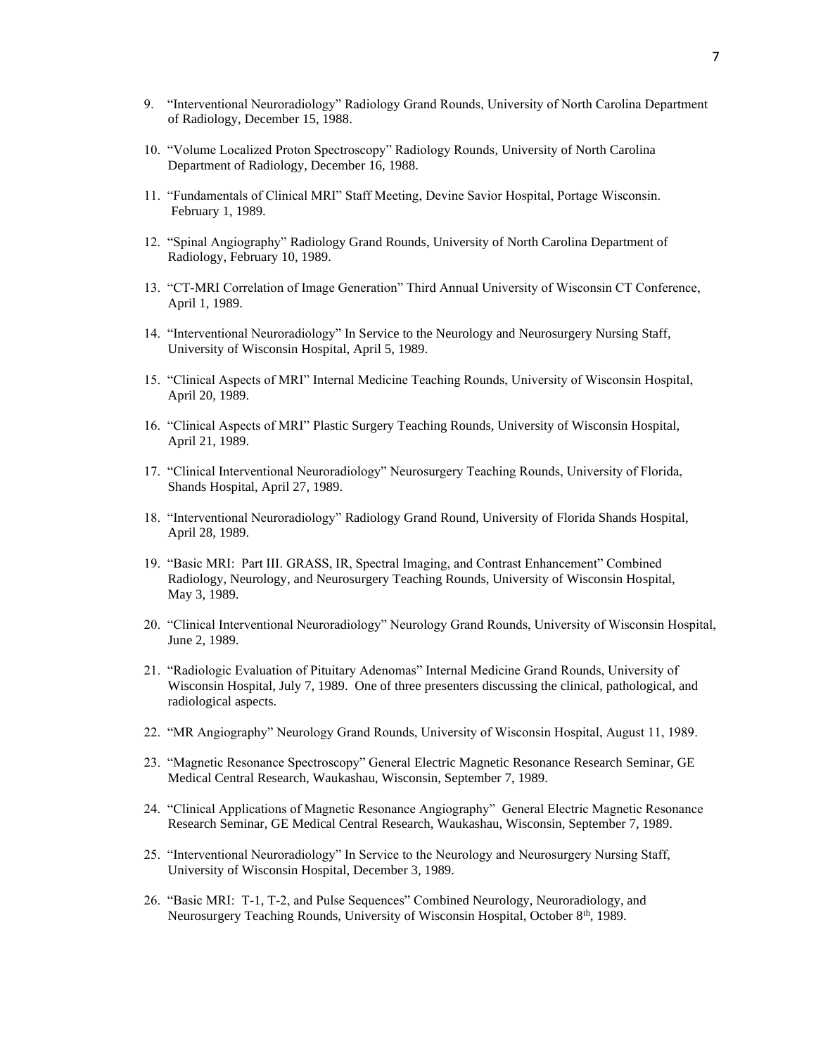9. "Interventional Neuroradiology" Radiology Grand Rounds, University of North Carolina Department of Radiology, December 15, 1988.

10. "Volume Localized Proton Spectroscopy" Radiology Rounds, University of North Carolina Department of Radiology, December 16, 1988.

11. "Fundamentals of Clinical MRI" Staff Meeting, Devine Savior Hospital, Portage Wisconsin. February 1, 1989.

12. "Spinal Angiography" Radiology Grand Rounds, University of North Carolina Department of Radiology, February 10, 1989.

13. "CT-MRI Correlation of Image Generation" Third Annual University of Wisconsin CT Conference, April 1, 1989.

14. "Interventional Neuroradiology" In Service to the Neurology and Neurosurgery Nursing Staff, University of Wisconsin Hospital, April 5, 1989.

15. "Clinical Aspects of MRI" Internal Medicine Teaching Rounds, University of Wisconsin Hospital, April 20, 1989.

16. "Clinical Aspects of MRI" Plastic Surgery Teaching Rounds, University of Wisconsin Hospital, April 21, 1989.

17. "Clinical Interventional Neuroradiology" Neurosurgery Teaching Rounds, University of Florida, Shands Hospital, April 27, 1989.

18. "Interventional Neuroradiology" Radiology Grand Round, University of Florida Shands Hospital, April 28, 1989.

19. "Basic MRI: Part III. GRASS, IR, Spectral Imaging, and Contrast Enhancement" Combined Radiology, Neurology, and Neurosurgery Teaching Rounds, University of Wisconsin Hospital, May 3, 1989.

20. "Clinical Interventional Neuroradiology" Neurology Grand Rounds, University of Wisconsin Hospital, June 2, 1989.

21. "Radiologic Evaluation of Pituitary Adenomas" Internal Medicine Grand Rounds, University of Wisconsin Hospital, July 7, 1989. One of three presenters discussing the clinical, pathological, and radiological aspects.

22. "MR Angiography" Neurology Grand Rounds, University of Wisconsin Hospital, August 11, 1989.

23. "Magnetic Resonance Spectroscopy" General Electric Magnetic Resonance Research Seminar, GE Medical Central Research, Waukashau, Wisconsin, September 7, 1989.

24. "Clinical Applications of Magnetic Resonance Angiography" General Electric Magnetic Resonance Research Seminar, GE Medical Central Research, Waukashau, Wisconsin, September 7, 1989.

25. "Interventional Neuroradiology" In Service to the Neurology and Neurosurgery Nursing Staff, University of Wisconsin Hospital, December 3, 1989.

26. "Basic MRI: T-1, T-2, and Pulse Sequences" Combined Neurology, Neuroradiology, and Neurosurgery Teaching Rounds, University of Wisconsin Hospital, October 8th, 1989.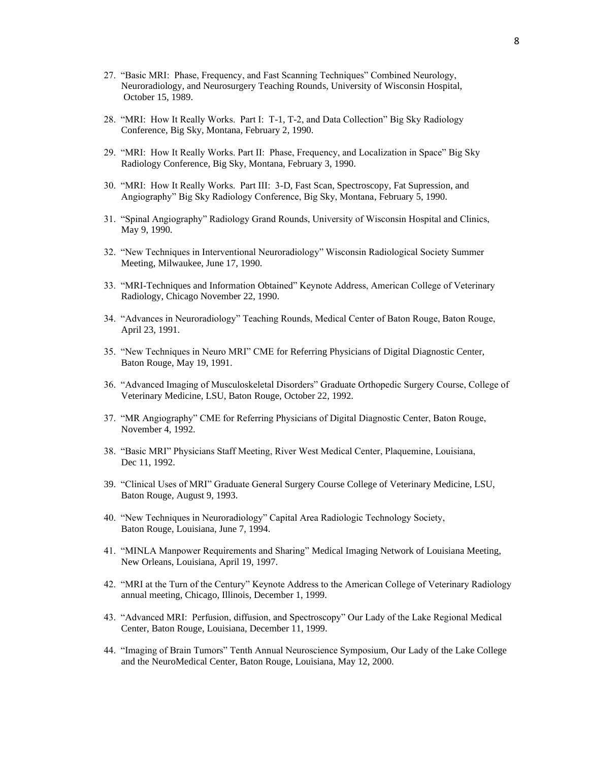27. "Basic MRI: Phase, Frequency, and Fast Scanning Techniques" Combined Neurology, Neuroradiology, and Neurosurgery Teaching Rounds, University of Wisconsin Hospital, October 15, 1989.

28. "MRI: How It Really Works. Part I: T-1, T-2, and Data Collection" Big Sky Radiology Conference, Big Sky, Montana, February 2, 1990.

29. "MRI: How It Really Works. Part II: Phase, Frequency, and Localization in Space" Big Sky Radiology Conference, Big Sky, Montana, February 3, 1990.

30. "MRI: How It Really Works. Part III: 3-D, Fast Scan, Spectroscopy, Fat Supression, and Angiography" Big Sky Radiology Conference, Big Sky, Montana, February 5, 1990.

31. "Spinal Angiography" Radiology Grand Rounds, University of Wisconsin Hospital and Clinics, May 9, 1990.

32. "New Techniques in Interventional Neuroradiology" Wisconsin Radiological Society Summer Meeting, Milwaukee, June 17, 1990.

33. "MRI-Techniques and Information Obtained" Keynote Address, American College of Veterinary Radiology, Chicago November 22, 1990.

34. "Advances in Neuroradiology" Teaching Rounds, Medical Center of Baton Rouge, Baton Rouge, April 23, 1991.

35. "New Techniques in Neuro MRI" CME for Referring Physicians of Digital Diagnostic Center, Baton Rouge, May 19, 1991.

36. "Advanced Imaging of Musculoskeletal Disorders" Graduate Orthopedic Surgery Course, College of Veterinary Medicine, LSU, Baton Rouge, October 22, 1992.

37. "MR Angiography" CME for Referring Physicians of Digital Diagnostic Center, Baton Rouge, November 4, 1992.

38. "Basic MRI" Physicians Staff Meeting, River West Medical Center, Plaquemine, Louisiana, Dec 11, 1992.

39. "Clinical Uses of MRI" Graduate General Surgery Course College of Veterinary Medicine, LSU, Baton Rouge, August 9, 1993.

40. "New Techniques in Neuroradiology" Capital Area Radiologic Technology Society, Baton Rouge, Louisiana, June 7, 1994.

41. "MINLA Manpower Requirements and Sharing" Medical Imaging Network of Louisiana Meeting, New Orleans, Louisiana, April 19, 1997.

42. "MRI at the Turn of the Century" Keynote Address to the American College of Veterinary Radiology annual meeting, Chicago, Illinois, December 1, 1999.

43. "Advanced MRI: Perfusion, diffusion, and Spectroscopy" Our Lady of the Lake Regional Medical Center, Baton Rouge, Louisiana, December 11, 1999.

44. "Imaging of Brain Tumors" Tenth Annual Neuroscience Symposium, Our Lady of the Lake College and the NeuroMedical Center, Baton Rouge, Louisiana, May 12, 2000.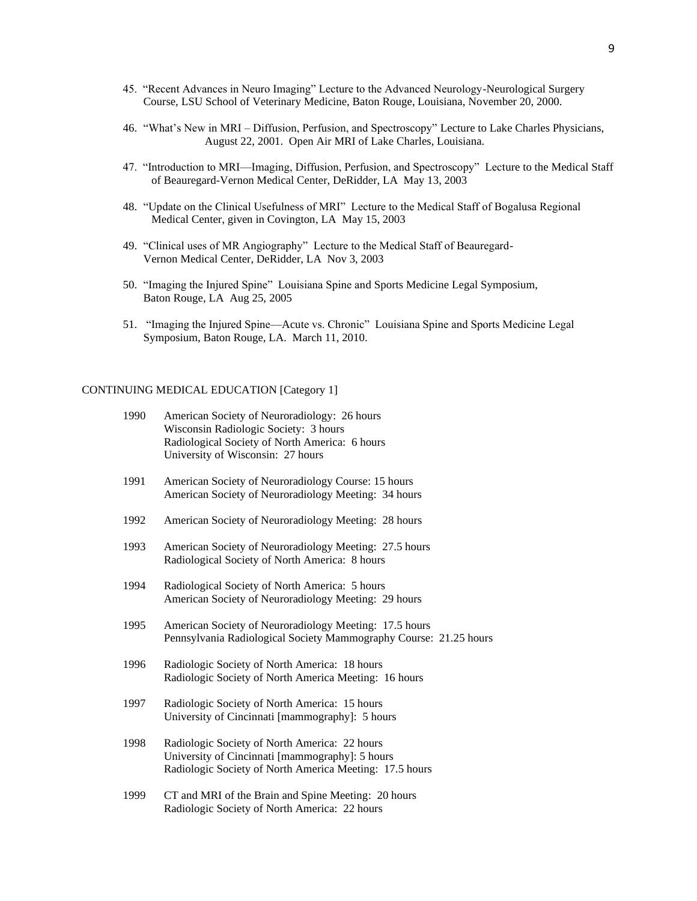45. "Recent Advances in Neuro Imaging" Lecture to the Advanced Neurology-Neurological Surgery Course, LSU School of Veterinary Medicine, Baton Rouge, Louisiana, November 20, 2000.

46. "What's New in MRI – Diffusion, Perfusion, and Spectroscopy" Lecture to Lake Charles Physicians, August 22, 2001. Open Air MRI of Lake Charles, Louisiana.

47. "Introduction to MRI—Imaging, Diffusion, Perfusion, and Spectroscopy" Lecture to the Medical Staff of Beauregard-Vernon Medical Center, DeRidder, LA May 13, 2003

48. "Update on the Clinical Usefulness of MRI" Lecture to the Medical Staff of Bogalusa Regional Medical Center, given in Covington, LA May 15, 2003

49. "Clinical uses of MR Angiography" Lecture to the Medical Staff of Beauregard-Vernon Medical Center, DeRidder, LA Nov 3, 2003

50. "Imaging the Injured Spine" Louisiana Spine and Sports Medicine Legal Symposium, Baton Rouge, LA Aug 25, 2005

51. "Imaging the Injured Spine—Acute vs. Chronic" Louisiana Spine and Sports Medicine Legal Symposium, Baton Rouge, LA. March 11, 2010.

CONTINUING MEDICAL EDUCATION [Category 1]

1990 American Society of Neuroradiology: 26 hours
Wisconsin Radiologic Society: 3 hours
Radiological Society of North America: 6 hours
University of Wisconsin: 27 hours

1991 American Society of Neuroradiology Course: 15 hours
American Society of Neuroradiology Meeting: 34 hours

1992 American Society of Neuroradiology Meeting: 28 hours

1993 American Society of Neuroradiology Meeting: 27.5 hours
Radiological Society of North America: 8 hours

1994 Radiological Society of North America: 5 hours
American Society of Neuroradiology Meeting: 29 hours

1995 American Society of Neuroradiology Meeting: 17.5 hours
Pennsylvania Radiological Society Mammography Course: 21.25 hours

1996 Radiologic Society of North America: 18 hours
Radiologic Society of North America Meeting: 16 hours

1997 Radiologic Society of North America: 15 hours
University of Cincinnati [mammography]: 5 hours

1998 Radiologic Society of North America: 22 hours
University of Cincinnati [mammography]: 5 hours
Radiologic Society of North America Meeting: 17.5 hours

1999 CT and MRI of the Brain and Spine Meeting: 20 hours
Radiologic Society of North America: 22 hours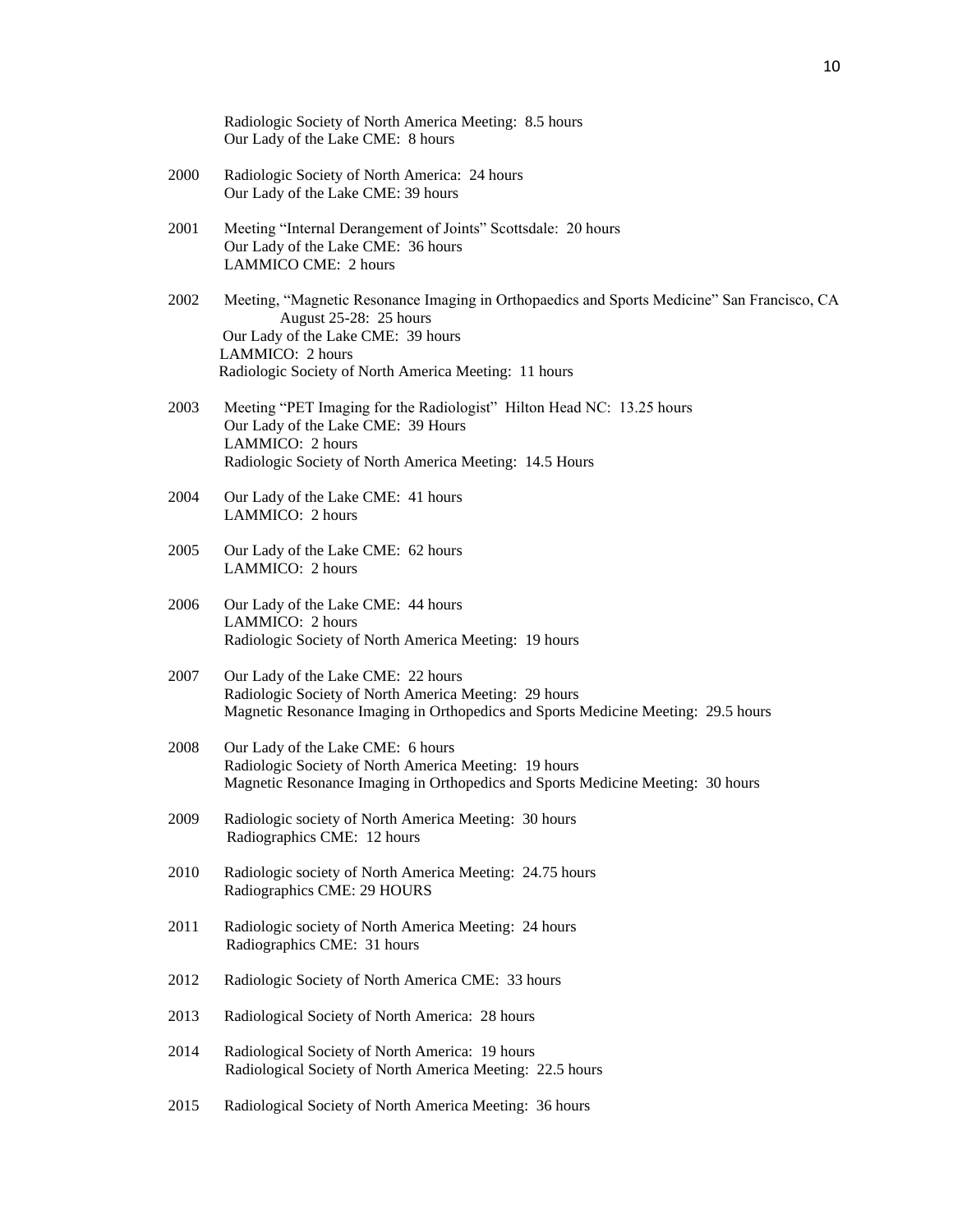Radiologic Society of North America Meeting: 8.5 hours
Our Lady of the Lake CME: 8 hours

2000 Radiologic Society of North America: 24 hours
Our Lady of the Lake CME: 39 hours

2001 Meeting "Internal Derangement of Joints" Scottsdale: 20 hours
Our Lady of the Lake CME: 36 hours
LAMMICO CME: 2 hours

2002 Meeting, "Magnetic Resonance Imaging in Orthopaedics and Sports Medicine" San Francisco, CA August 25-28: 25 hours
Our Lady of the Lake CME: 39 hours
LAMMICO: 2 hours
Radiologic Society of North America Meeting: 11 hours

2003 Meeting "PET Imaging for the Radiologist" Hilton Head NC: 13.25 hours
Our Lady of the Lake CME: 39 Hours
LAMMICO: 2 hours
Radiologic Society of North America Meeting: 14.5 Hours

2004 Our Lady of the Lake CME: 41 hours
LAMMICO: 2 hours

2005 Our Lady of the Lake CME: 62 hours
LAMMICO: 2 hours

2006 Our Lady of the Lake CME: 44 hours
LAMMICO: 2 hours
Radiologic Society of North America Meeting: 19 hours

2007 Our Lady of the Lake CME: 22 hours
Radiologic Society of North America Meeting: 29 hours
Magnetic Resonance Imaging in Orthopedics and Sports Medicine Meeting: 29.5 hours

2008 Our Lady of the Lake CME: 6 hours
Radiologic Society of North America Meeting: 19 hours
Magnetic Resonance Imaging in Orthopedics and Sports Medicine Meeting: 30 hours

2009 Radiologic society of North America Meeting: 30 hours
Radiographics CME: 12 hours

2010 Radiologic society of North America Meeting: 24.75 hours
Radiographics CME: 29 HOURS

2011 Radiologic society of North America Meeting: 24 hours
Radiographics CME: 31 hours

2012 Radiologic Society of North America CME: 33 hours

2013 Radiological Society of North America: 28 hours

2014 Radiological Society of North America: 19 hours
Radiological Society of North America Meeting: 22.5 hours

2015 Radiological Society of North America Meeting: 36 hours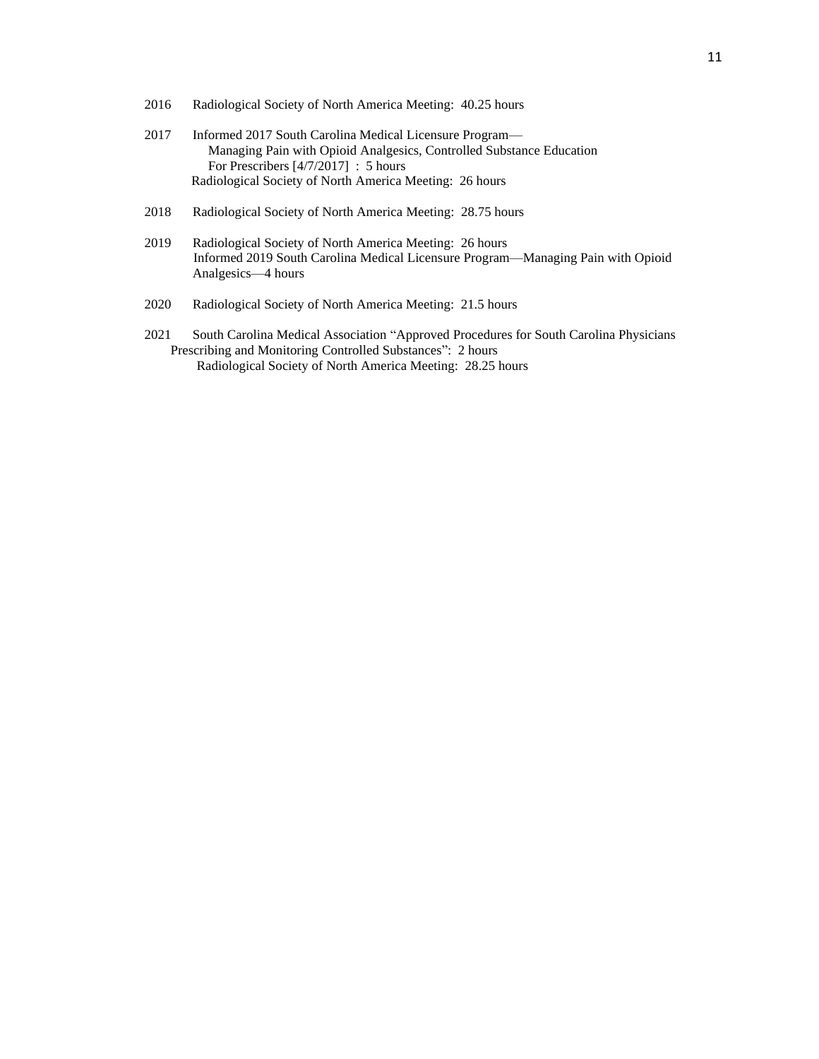2016 Radiological Society of North America Meeting: 40.25 hours

2017 Informed 2017 South Carolina Medical Licensure Program—
Managing Pain with Opioid Analgesics, Controlled Substance Education
For Prescribers [4/7/2017] : 5 hours
Radiological Society of North America Meeting: 26 hours

2018 Radiological Society of North America Meeting: 28.75 hours

2019 Radiological Society of North America Meeting: 26 hours
Informed 2019 South Carolina Medical Licensure Program—Managing Pain with Opioid Analgesics—4 hours

2020 Radiological Society of North America Meeting: 21.5 hours

2021 South Carolina Medical Association "Approved Procedures for South Carolina Physicians Prescribing and Monitoring Controlled Substances": 2 hours
Radiological Society of North America Meeting: 28.25 hours